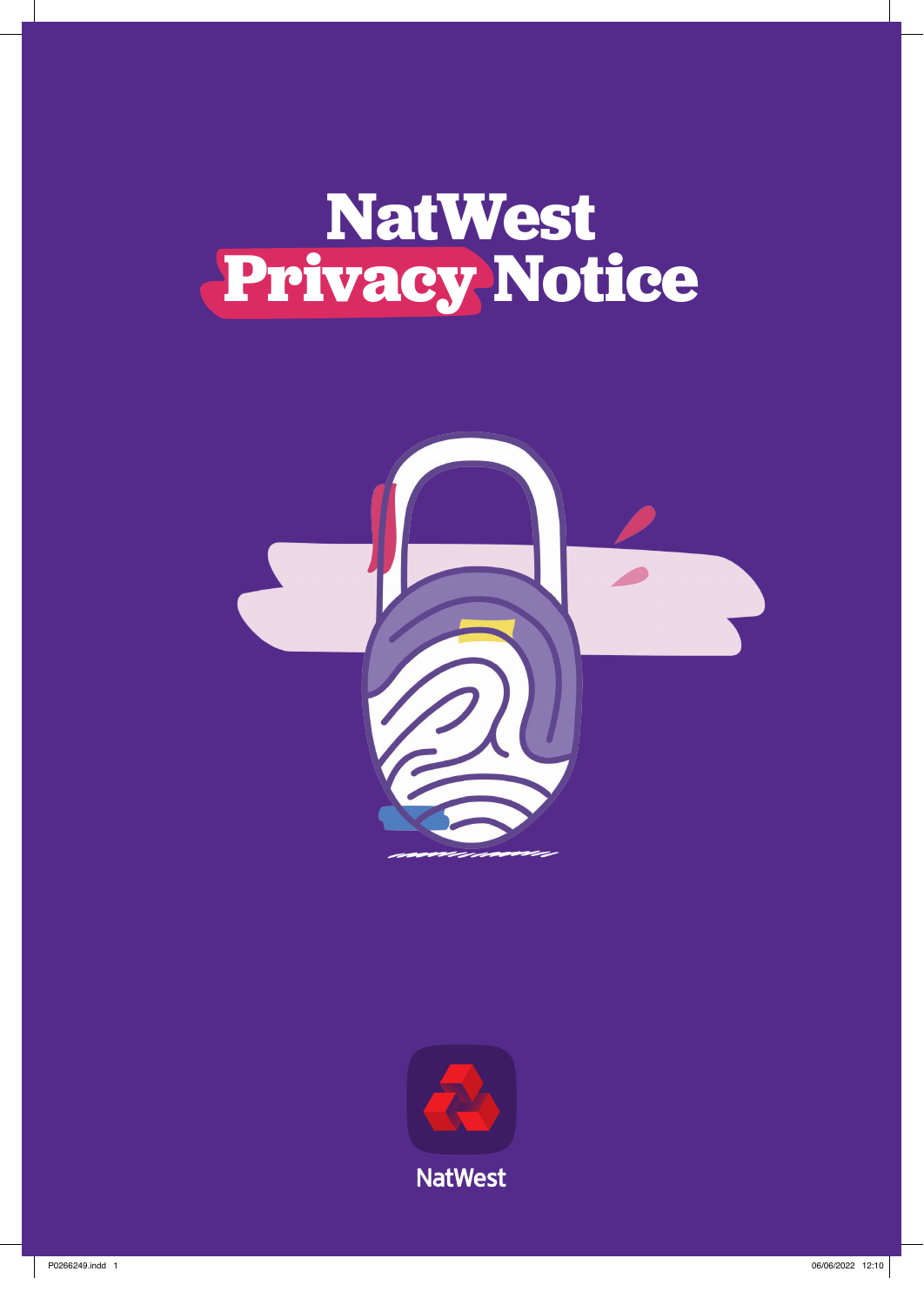# NatWest Privacy Notice

NatWest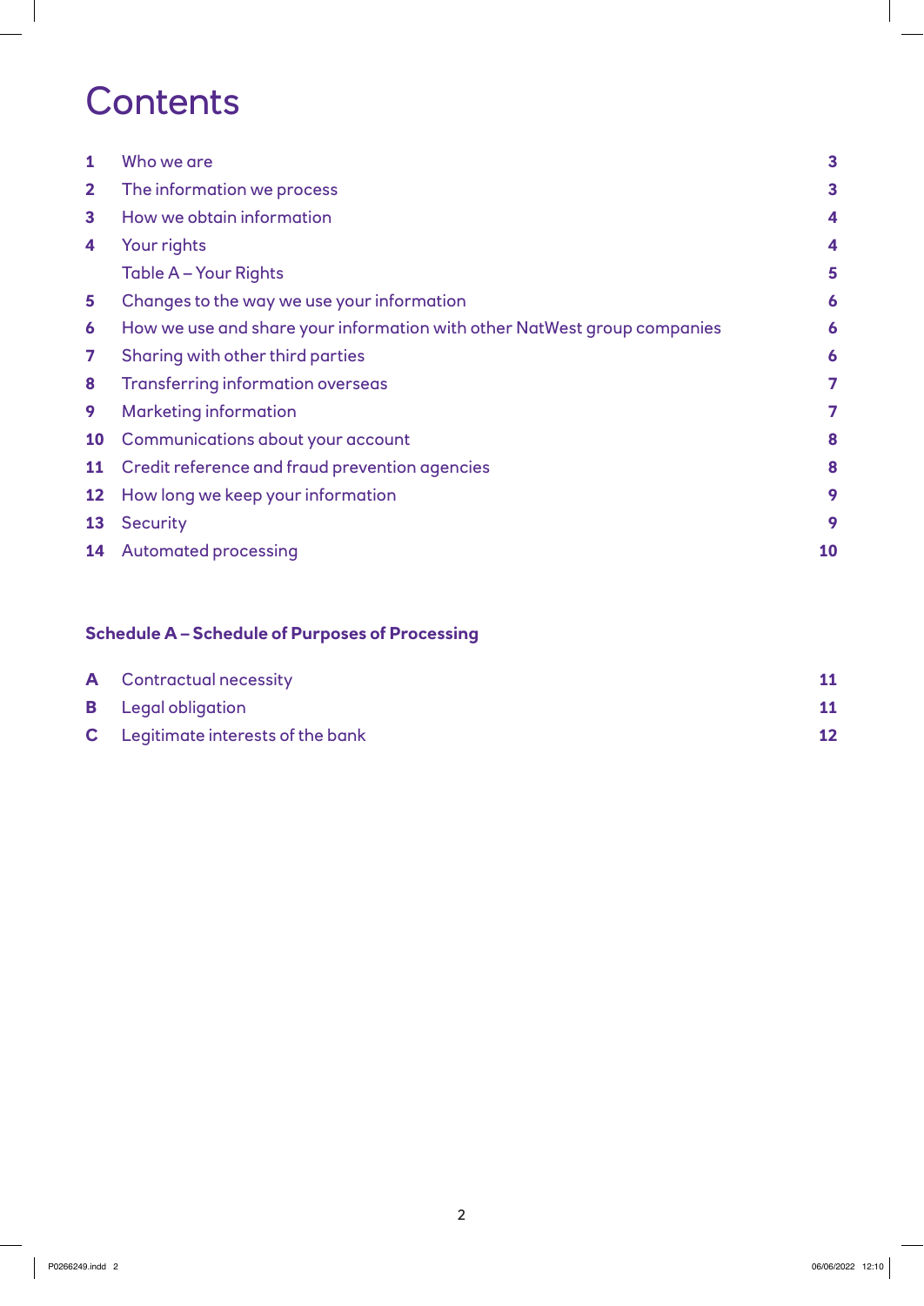# Contents

| | | |
|---|---|---|
| **1** | Who we are | **3** |
| **2** | The information we process | **3** |
| **3** | How we obtain information | **4** |
| **4** | Your rights | **4** |
| | Table A – Your Rights | **5** |
| **5** | Changes to the way we use your information | **6** |
| **6** | How we use and share your information with other NatWest group companies | **6** |
| **7** | Sharing with other third parties | **6** |
| **8** | Transferring information overseas | **7** |
| **9** | Marketing information | **7** |
| **10** | Communications about your account | **8** |
| **11** | Credit reference and fraud prevention agencies | **8** |
| **12** | How long we keep your information | **9** |
| **13** | Security | **9** |
| **14** | Automated processing | **10** |

**Schedule A – Schedule of Purposes of Processing**

| | | |
|---|---|---|
| **A** | Contractual necessity | **11** |
| **B** | Legal obligation | **11** |
| **C** | Legitimate interests of the bank | **12** |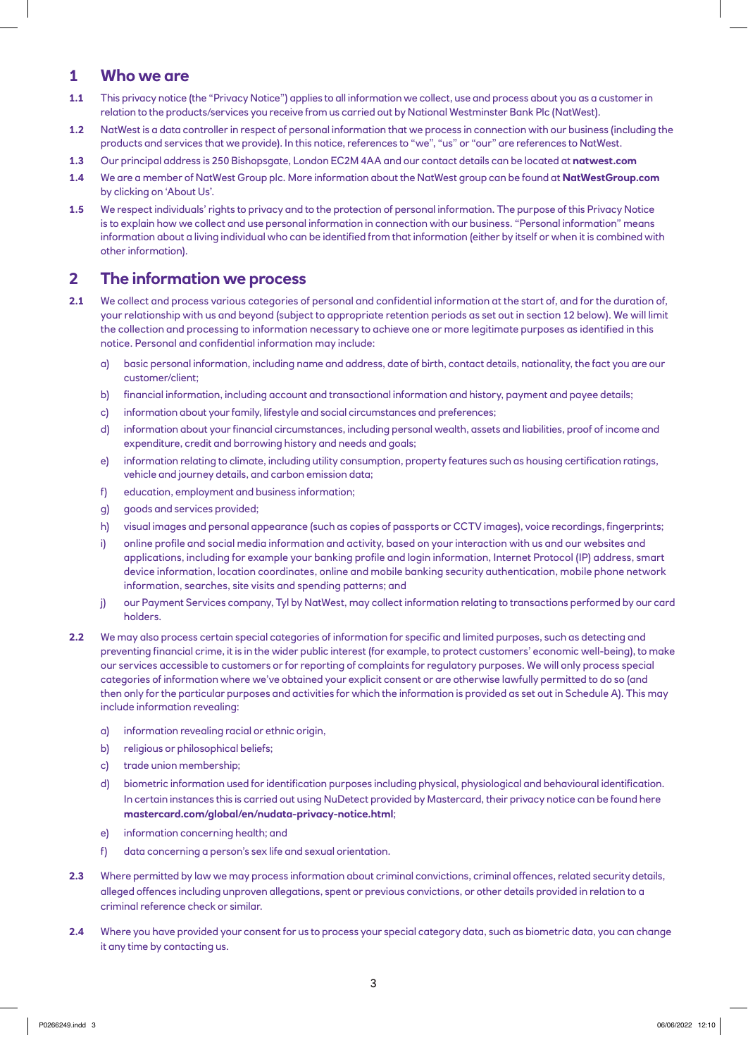## 1 Who we are

**1.1** This privacy notice (the "Privacy Notice") applies to all information we collect, use and process about you as a customer in relation to the products/services you receive from us carried out by National Westminster Bank Plc (NatWest).

**1.2** NatWest is a data controller in respect of personal information that we process in connection with our business (including the products and services that we provide). In this notice, references to "we", "us" or "our" are references to NatWest.

**1.3** Our principal address is 250 Bishopsgate, London EC2M 4AA and our contact details can be located at **natwest.com**

**1.4** We are a member of NatWest Group plc. More information about the NatWest group can be found at **NatWestGroup.com** by clicking on 'About Us'.

**1.5** We respect individuals' rights to privacy and to the protection of personal information. The purpose of this Privacy Notice is to explain how we collect and use personal information in connection with our business. "Personal information" means information about a living individual who can be identified from that information (either by itself or when it is combined with other information).

## 2 The information we process

**2.1** We collect and process various categories of personal and confidential information at the start of, and for the duration of, your relationship with us and beyond (subject to appropriate retention periods as set out in section 12 below). We will limit the collection and processing to information necessary to achieve one or more legitimate purposes as identified in this notice. Personal and confidential information may include:

a) basic personal information, including name and address, date of birth, contact details, nationality, the fact you are our customer/client;

b) financial information, including account and transactional information and history, payment and payee details;

c) information about your family, lifestyle and social circumstances and preferences;

d) information about your financial circumstances, including personal wealth, assets and liabilities, proof of income and expenditure, credit and borrowing history and needs and goals;

e) information relating to climate, including utility consumption, property features such as housing certification ratings, vehicle and journey details, and carbon emission data;

f) education, employment and business information;

g) goods and services provided;

h) visual images and personal appearance (such as copies of passports or CCTV images), voice recordings, fingerprints;

i) online profile and social media information and activity, based on your interaction with us and our websites and applications, including for example your banking profile and login information, Internet Protocol (IP) address, smart device information, location coordinates, online and mobile banking security authentication, mobile phone network information, searches, site visits and spending patterns; and

j) our Payment Services company, Tyl by NatWest, may collect information relating to transactions performed by our card holders.

**2.2** We may also process certain special categories of information for specific and limited purposes, such as detecting and preventing financial crime, it is in the wider public interest (for example, to protect customers' economic well-being), to make our services accessible to customers or for reporting of complaints for regulatory purposes. We will only process special categories of information where we've obtained your explicit consent or are otherwise lawfully permitted to do so (and then only for the particular purposes and activities for which the information is provided as set out in Schedule A). This may include information revealing:

a) information revealing racial or ethnic origin,

b) religious or philosophical beliefs;

c) trade union membership;

d) biometric information used for identification purposes including physical, physiological and behavioural identification. In certain instances this is carried out using NuDetect provided by Mastercard, their privacy notice can be found here **mastercard.com/global/en/nudata-privacy-notice.html**;

e) information concerning health; and

f) data concerning a person's sex life and sexual orientation.

**2.3** Where permitted by law we may process information about criminal convictions, criminal offences, related security details, alleged offences including unproven allegations, spent or previous convictions, or other details provided in relation to a criminal reference check or similar.

**2.4** Where you have provided your consent for us to process your special category data, such as biometric data, you can change it any time by contacting us.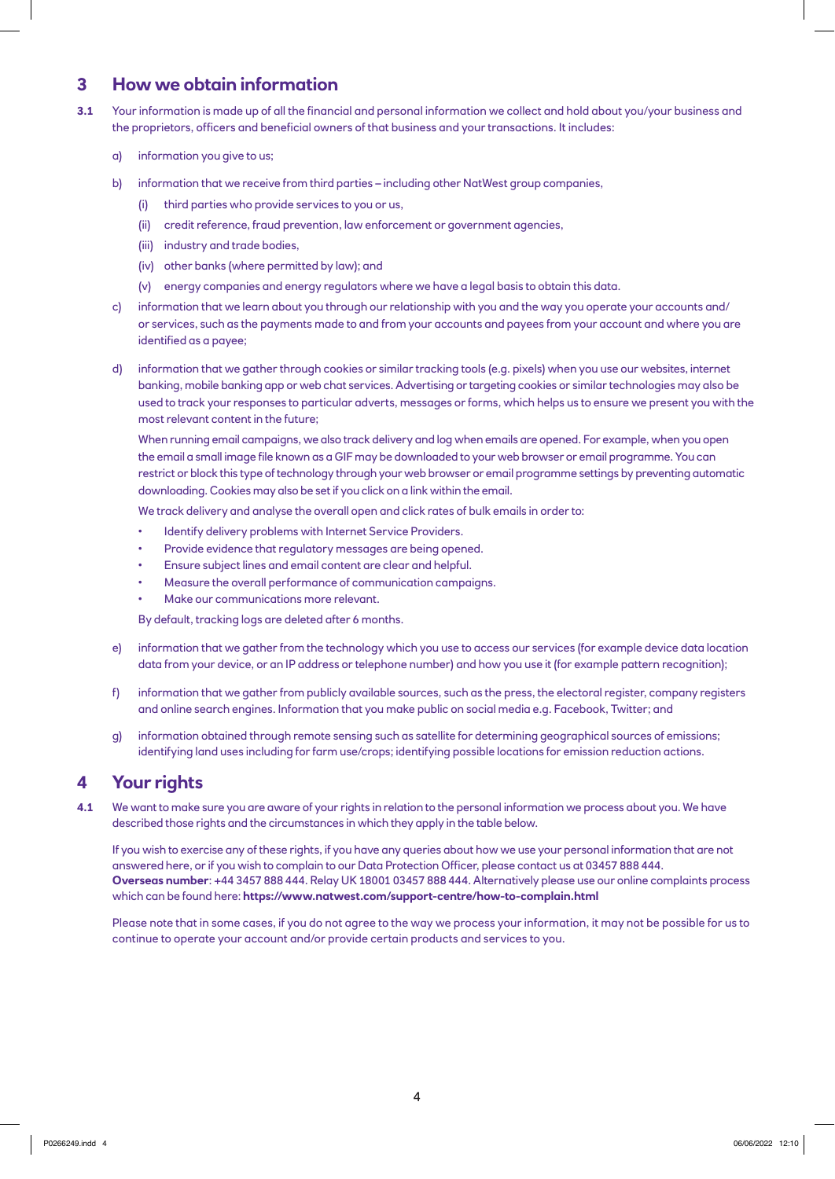## 3 How we obtain information

**3.1** Your information is made up of all the financial and personal information we collect and hold about you/your business and the proprietors, officers and beneficial owners of that business and your transactions. It includes:

a) information you give to us;

b) information that we receive from third parties – including other NatWest group companies,

   (i) third parties who provide services to you or us,

   (ii) credit reference, fraud prevention, law enforcement or government agencies,

   (iii) industry and trade bodies,

   (iv) other banks (where permitted by law); and

   (v) energy companies and energy regulators where we have a legal basis to obtain this data.

c) information that we learn about you through our relationship with you and the way you operate your accounts and/or services, such as the payments made to and from your accounts and payees from your account and where you are identified as a payee;

d) information that we gather through cookies or similar tracking tools (e.g. pixels) when you use our websites, internet banking, mobile banking app or web chat services. Advertising or targeting cookies or similar technologies may also be used to track your responses to particular adverts, messages or forms, which helps us to ensure we present you with the most relevant content in the future;

   When running email campaigns, we also track delivery and log when emails are opened. For example, when you open the email a small image file known as a GIF may be downloaded to your web browser or email programme. You can restrict or block this type of technology through your web browser or email programme settings by preventing automatic downloading. Cookies may also be set if you click on a link within the email.

   We track delivery and analyse the overall open and click rates of bulk emails in order to:

   - Identify delivery problems with Internet Service Providers.
   - Provide evidence that regulatory messages are being opened.
   - Ensure subject lines and email content are clear and helpful.
   - Measure the overall performance of communication campaigns.
   - Make our communications more relevant.

   By default, tracking logs are deleted after 6 months.

e) information that we gather from the technology which you use to access our services (for example device data location data from your device, or an IP address or telephone number) and how you use it (for example pattern recognition);

f) information that we gather from publicly available sources, such as the press, the electoral register, company registers and online search engines. Information that you make public on social media e.g. Facebook, Twitter; and

g) information obtained through remote sensing such as satellite for determining geographical sources of emissions; identifying land uses including for farm use/crops; identifying possible locations for emission reduction actions.

## 4 Your rights

**4.1** We want to make sure you are aware of your rights in relation to the personal information we process about you. We have described those rights and the circumstances in which they apply in the table below.

If you wish to exercise any of these rights, if you have any queries about how we use your personal information that are not answered here, or if you wish to complain to our Data Protection Officer, please contact us at 03457 888 444. **Overseas number**: +44 3457 888 444. Relay UK 18001 03457 888 444. Alternatively please use our online complaints process which can be found here: **https://www.natwest.com/support-centre/how-to-complain.html**

Please note that in some cases, if you do not agree to the way we process your information, it may not be possible for us to continue to operate your account and/or provide certain products and services to you.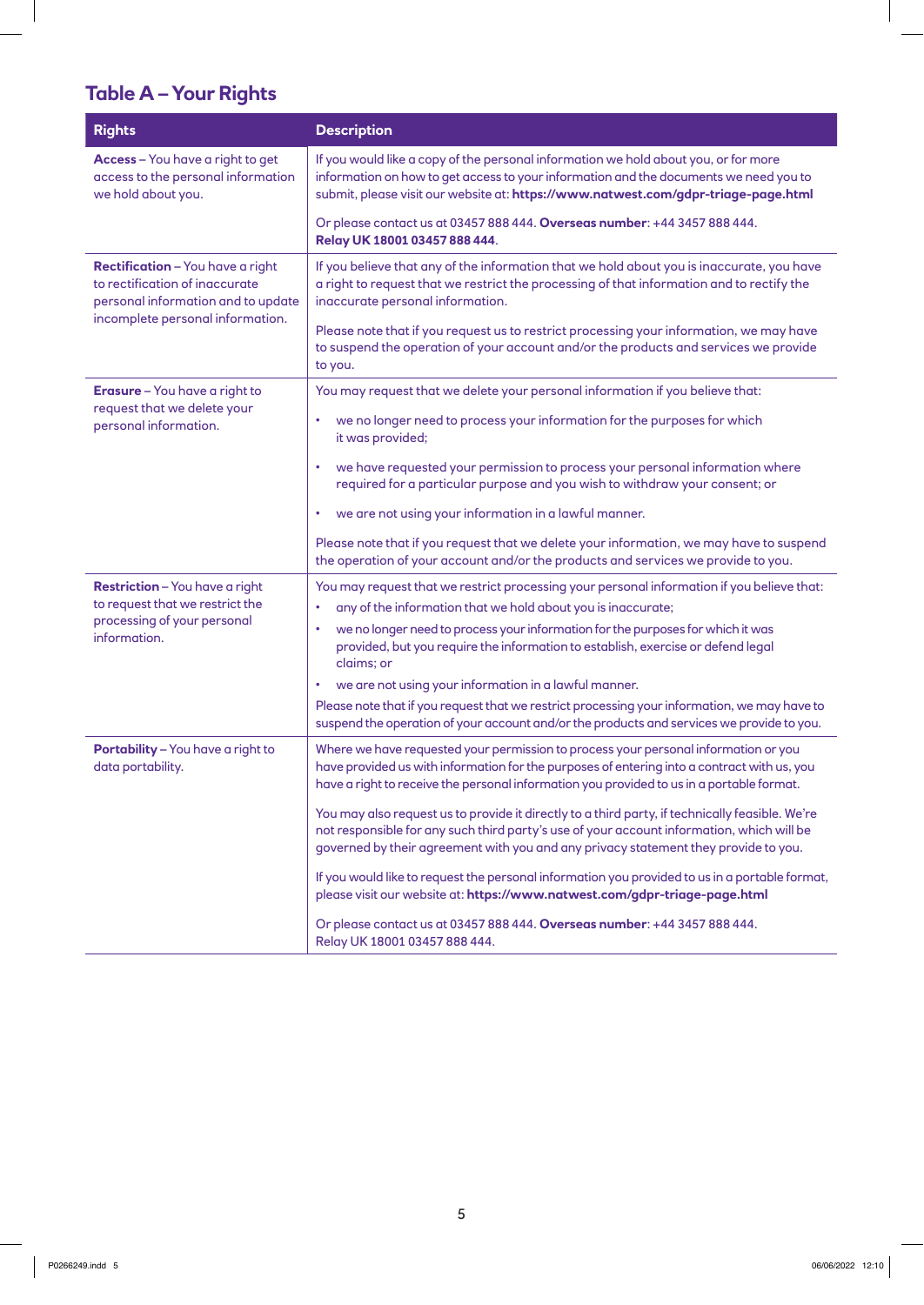## Table A – Your Rights

| Rights | Description |
|---|---|
| **Access** – You have a right to get access to the personal information we hold about you. | If you would like a copy of the personal information we hold about you, or for more information on how to get access to your information and the documents we need you to submit, please visit our website at: **https://www.natwest.com/gdpr-triage-page.html**<br><br>Or please contact us at 03457 888 444. **Overseas number**: +44 3457 888 444. **Relay UK 18001 03457 888 444**. |
| **Rectification** – You have a right to rectification of inaccurate personal information and to update incomplete personal information. | If you believe that any of the information that we hold about you is inaccurate, you have a right to request that we restrict the processing of that information and to rectify the inaccurate personal information.<br><br>Please note that if you request us to restrict processing your information, we may have to suspend the operation of your account and/or the products and services we provide to you. |
| **Erasure** – You have a right to request that we delete your personal information. | You may request that we delete your personal information if you believe that:<br><br>• we no longer need to process your information for the purposes for which it was provided;<br><br>• we have requested your permission to process your personal information where required for a particular purpose and you wish to withdraw your consent; or<br><br>• we are not using your information in a lawful manner.<br><br>Please note that if you request that we delete your information, we may have to suspend the operation of your account and/or the products and services we provide to you. |
| **Restriction** – You have a right to request that we restrict the processing of your personal information. | You may request that we restrict processing your personal information if you believe that:<br>• any of the information that we hold about you is inaccurate;<br>• we no longer need to process your information for the purposes for which it was provided, but you require the information to establish, exercise or defend legal claims; or<br>• we are not using your information in a lawful manner.<br>Please note that if you request that we restrict processing your information, we may have to suspend the operation of your account and/or the products and services we provide to you. |
| **Portability** – You have a right to data portability. | Where we have requested your permission to process your personal information or you have provided us with information for the purposes of entering into a contract with us, you have a right to receive the personal information you provided to us in a portable format.<br><br>You may also request us to provide it directly to a third party, if technically feasible. We're not responsible for any such third party's use of your account information, which will be governed by their agreement with you and any privacy statement they provide to you.<br><br>If you would like to request the personal information you provided to us in a portable format, please visit our website at: **https://www.natwest.com/gdpr-triage-page.html**<br><br>Or please contact us at 03457 888 444. **Overseas number**: +44 3457 888 444. Relay UK 18001 03457 888 444. |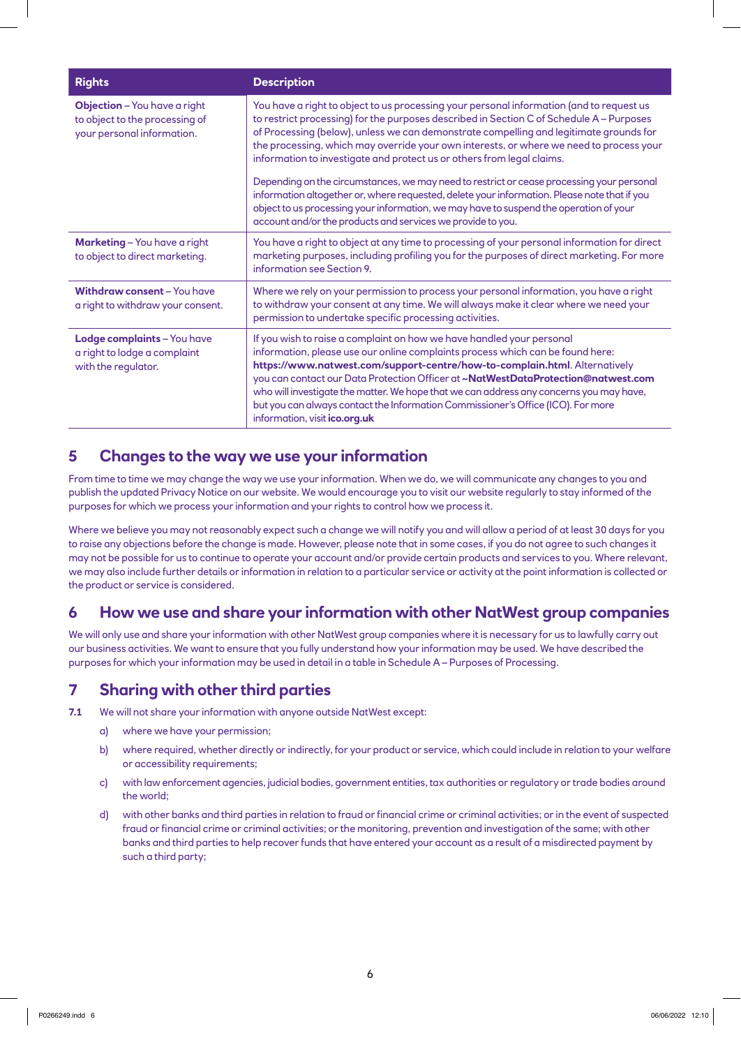| Rights | Description |
| --- | --- |
| **Objection** – You have a right to object to the processing of your personal information. | You have a right to object to us processing your personal information (and to request us to restrict processing) for the purposes described in Section C of Schedule A – Purposes of Processing (below), unless we can demonstrate compelling and legitimate grounds for the processing, which may override your own interests, or where we need to process your information to investigate and protect us or others from legal claims.<br><br>Depending on the circumstances, we may need to restrict or cease processing your personal information altogether or, where requested, delete your information. Please note that if you object to us processing your information, we may have to suspend the operation of your account and/or the products and services we provide to you. |
| **Marketing** – You have a right to object to direct marketing. | You have a right to object at any time to processing of your personal information for direct marketing purposes, including profiling you for the purposes of direct marketing. For more information see Section 9. |
| **Withdraw consent** – You have a right to withdraw your consent. | Where we rely on your permission to process your personal information, you have a right to withdraw your consent at any time. We will always make it clear where we need your permission to undertake specific processing activities. |
| **Lodge complaints** – You have a right to lodge a complaint with the regulator. | If you wish to raise a complaint on how we have handled your personal information, please use our online complaints process which can be found here: **https://www.natwest.com/support-centre/how-to-complain.html**. Alternatively you can contact our Data Protection Officer at **~NatWestDataProtection@natwest.com** who will investigate the matter. We hope that we can address any concerns you may have, but you can always contact the Information Commissioner's Office (ICO). For more information, visit **ico.org.uk** |

## 5 Changes to the way we use your information

From time to time we may change the way we use your information. When we do, we will communicate any changes to you and publish the updated Privacy Notice on our website. We would encourage you to visit our website regularly to stay informed of the purposes for which we process your information and your rights to control how we process it.

Where we believe you may not reasonably expect such a change we will notify you and will allow a period of at least 30 days for you to raise any objections before the change is made. However, please note that in some cases, if you do not agree to such changes it may not be possible for us to continue to operate your account and/or provide certain products and services to you. Where relevant, we may also include further details or information in relation to a particular service or activity at the point information is collected or the product or service is considered.

## 6 How we use and share your information with other NatWest group companies

We will only use and share your information with other NatWest group companies where it is necessary for us to lawfully carry out our business activities. We want to ensure that you fully understand how your information may be used. We have described the purposes for which your information may be used in detail in a table in Schedule A – Purposes of Processing.

## 7 Sharing with other third parties

**7.1** We will not share your information with anyone outside NatWest except:

a) where we have your permission;

b) where required, whether directly or indirectly, for your product or service, which could include in relation to your welfare or accessibility requirements;

c) with law enforcement agencies, judicial bodies, government entities, tax authorities or regulatory or trade bodies around the world;

d) with other banks and third parties in relation to fraud or financial crime or criminal activities; or in the event of suspected fraud or financial crime or criminal activities; or the monitoring, prevention and investigation of the same; with other banks and third parties to help recover funds that have entered your account as a result of a misdirected payment by such a third party;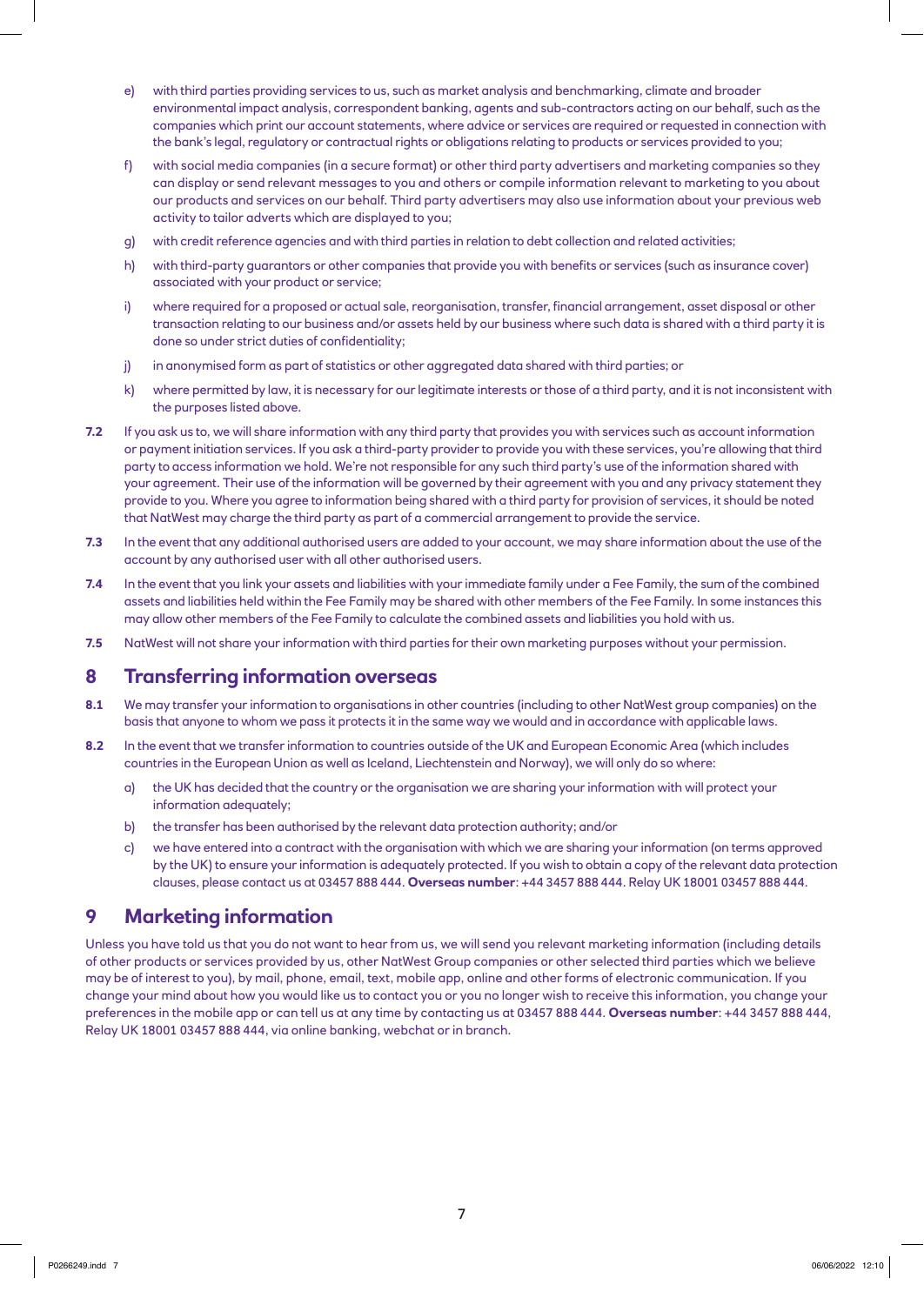e) with third parties providing services to us, such as market analysis and benchmarking, climate and broader environmental impact analysis, correspondent banking, agents and sub-contractors acting on our behalf, such as the companies which print our account statements, where advice or services are required or requested in connection with the bank's legal, regulatory or contractual rights or obligations relating to products or services provided to you;

f) with social media companies (in a secure format) or other third party advertisers and marketing companies so they can display or send relevant messages to you and others or compile information relevant to marketing to you about our products and services on our behalf. Third party advertisers may also use information about your previous web activity to tailor adverts which are displayed to you;

g) with credit reference agencies and with third parties in relation to debt collection and related activities;

h) with third-party guarantors or other companies that provide you with benefits or services (such as insurance cover) associated with your product or service;

i) where required for a proposed or actual sale, reorganisation, transfer, financial arrangement, asset disposal or other transaction relating to our business and/or assets held by our business where such data is shared with a third party it is done so under strict duties of confidentiality;

j) in anonymised form as part of statistics or other aggregated data shared with third parties; or

k) where permitted by law, it is necessary for our legitimate interests or those of a third party, and it is not inconsistent with the purposes listed above.

**7.2** If you ask us to, we will share information with any third party that provides you with services such as account information or payment initiation services. If you ask a third-party provider to provide you with these services, you're allowing that third party to access information we hold. We're not responsible for any such third party's use of the information shared with your agreement. Their use of the information will be governed by their agreement with you and any privacy statement they provide to you. Where you agree to information being shared with a third party for provision of services, it should be noted that NatWest may charge the third party as part of a commercial arrangement to provide the service.

**7.3** In the event that any additional authorised users are added to your account, we may share information about the use of the account by any authorised user with all other authorised users.

**7.4** In the event that you link your assets and liabilities with your immediate family under a Fee Family, the sum of the combined assets and liabilities held within the Fee Family may be shared with other members of the Fee Family. In some instances this may allow other members of the Fee Family to calculate the combined assets and liabilities you hold with us.

**7.5** NatWest will not share your information with third parties for their own marketing purposes without your permission.

## 8 Transferring information overseas

**8.1** We may transfer your information to organisations in other countries (including to other NatWest group companies) on the basis that anyone to whom we pass it protects it in the same way we would and in accordance with applicable laws.

**8.2** In the event that we transfer information to countries outside of the UK and European Economic Area (which includes countries in the European Union as well as Iceland, Liechtenstein and Norway), we will only do so where:

a) the UK has decided that the country or the organisation we are sharing your information with will protect your information adequately;

b) the transfer has been authorised by the relevant data protection authority; and/or

c) we have entered into a contract with the organisation with which we are sharing your information (on terms approved by the UK) to ensure your information is adequately protected. If you wish to obtain a copy of the relevant data protection clauses, please contact us at 03457 888 444. **Overseas number**: +44 3457 888 444. Relay UK 18001 03457 888 444.

## 9 Marketing information

Unless you have told us that you do not want to hear from us, we will send you relevant marketing information (including details of other products or services provided by us, other NatWest Group companies or other selected third parties which we believe may be of interest to you), by mail, phone, email, text, mobile app, online and other forms of electronic communication. If you change your mind about how you would like us to contact you or you no longer wish to receive this information, you change your preferences in the mobile app or can tell us at any time by contacting us at 03457 888 444. **Overseas number**: +44 3457 888 444, Relay UK 18001 03457 888 444, via online banking, webchat or in branch.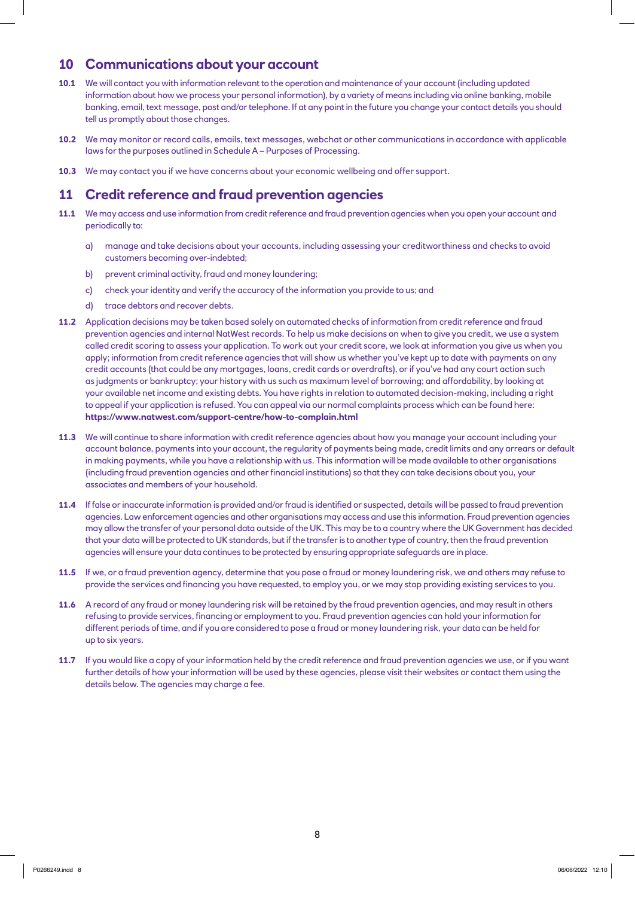## 10 Communications about your account

**10.1** We will contact you with information relevant to the operation and maintenance of your account (including updated information about how we process your personal information), by a variety of means including via online banking, mobile banking, email, text message, post and/or telephone. If at any point in the future you change your contact details you should tell us promptly about those changes.

**10.2** We may monitor or record calls, emails, text messages, webchat or other communications in accordance with applicable laws for the purposes outlined in Schedule A – Purposes of Processing.

**10.3** We may contact you if we have concerns about your economic wellbeing and offer support.

## 11 Credit reference and fraud prevention agencies

**11.1** We may access and use information from credit reference and fraud prevention agencies when you open your account and periodically to:

a) manage and take decisions about your accounts, including assessing your creditworthiness and checks to avoid customers becoming over-indebted;

b) prevent criminal activity, fraud and money laundering;

c) check your identity and verify the accuracy of the information you provide to us; and

d) trace debtors and recover debts.

**11.2** Application decisions may be taken based solely on automated checks of information from credit reference and fraud prevention agencies and internal NatWest records. To help us make decisions on when to give you credit, we use a system called credit scoring to assess your application. To work out your credit score, we look at information you give us when you apply; information from credit reference agencies that will show us whether you've kept up to date with payments on any credit accounts (that could be any mortgages, loans, credit cards or overdrafts), or if you've had any court action such as judgments or bankruptcy; your history with us such as maximum level of borrowing; and affordability, by looking at your available net income and existing debts. You have rights in relation to automated decision-making, including a right to appeal if your application is refused. You can appeal via our normal complaints process which can be found here: **https://www.natwest.com/support-centre/how-to-complain.html**

**11.3** We will continue to share information with credit reference agencies about how you manage your account including your account balance, payments into your account, the regularity of payments being made, credit limits and any arrears or default in making payments, while you have a relationship with us. This information will be made available to other organisations (including fraud prevention agencies and other financial institutions) so that they can take decisions about you, your associates and members of your household.

**11.4** If false or inaccurate information is provided and/or fraud is identified or suspected, details will be passed to fraud prevention agencies. Law enforcement agencies and other organisations may access and use this information. Fraud prevention agencies may allow the transfer of your personal data outside of the UK. This may be to a country where the UK Government has decided that your data will be protected to UK standards, but if the transfer is to another type of country, then the fraud prevention agencies will ensure your data continues to be protected by ensuring appropriate safeguards are in place.

**11.5** If we, or a fraud prevention agency, determine that you pose a fraud or money laundering risk, we and others may refuse to provide the services and financing you have requested, to employ you, or we may stop providing existing services to you.

**11.6** A record of any fraud or money laundering risk will be retained by the fraud prevention agencies, and may result in others refusing to provide services, financing or employment to you. Fraud prevention agencies can hold your information for different periods of time, and if you are considered to pose a fraud or money laundering risk, your data can be held for up to six years.

**11.7** If you would like a copy of your information held by the credit reference and fraud prevention agencies we use, or if you want further details of how your information will be used by these agencies, please visit their websites or contact them using the details below. The agencies may charge a fee.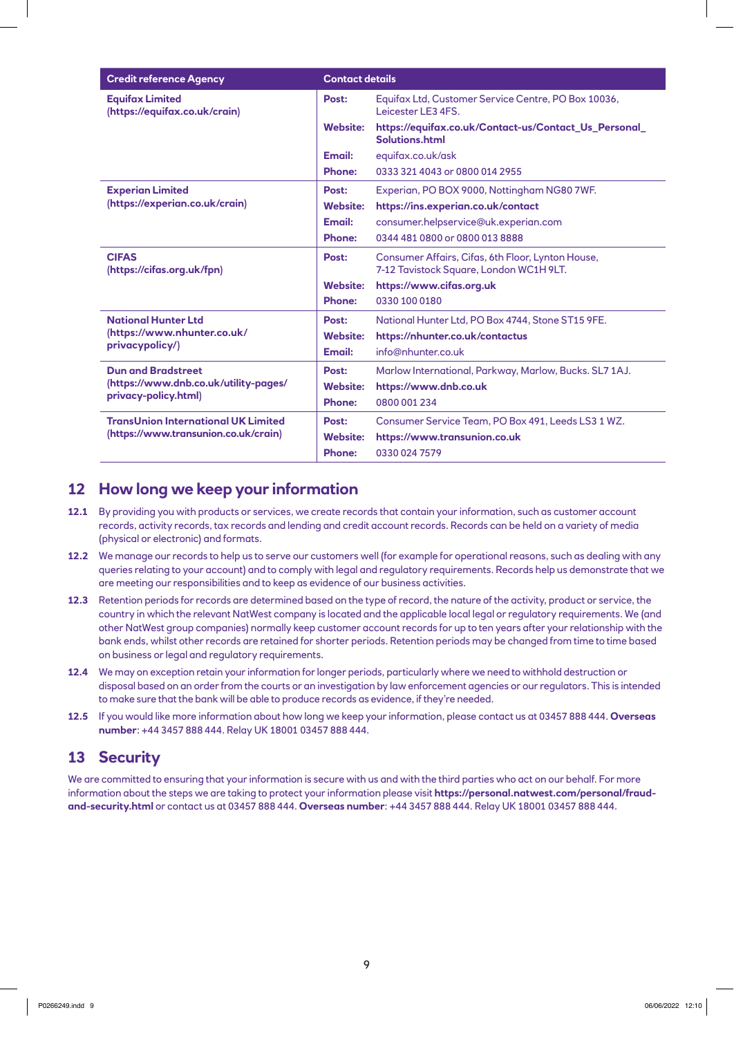| Credit reference Agency | Contact details |
|---|---|
| **Equifax Limited (https://equifax.co.uk/crain)** | **Post:** Equifax Ltd, Customer Service Centre, PO Box 10036, Leicester LE3 4FS.<br>**Website:** **https://equifax.co.uk/Contact-us/Contact_Us_Personal_Solutions.html**<br>**Email:** equifax.co.uk/ask<br>**Phone:** 0333 321 4043 or 0800 014 2955 |
| **Experian Limited (https://experian.co.uk/crain)** | **Post:** Experian, PO BOX 9000, Nottingham NG80 7WF.<br>**Website:** **https://ins.experian.co.uk/contact**<br>**Email:** consumer.helpservice@uk.experian.com<br>**Phone:** 0344 481 0800 or 0800 013 8888 |
| **CIFAS (https://cifas.org.uk/fpn)** | **Post:** Consumer Affairs, Cifas, 6th Floor, Lynton House, 7-12 Tavistock Square, London WC1H 9LT.<br>**Website:** **https://www.cifas.org.uk**<br>**Phone:** 0330 100 0180 |
| **National Hunter Ltd (https://www.nhunter.co.uk/privacypolicy/)** | **Post:** National Hunter Ltd, PO Box 4744, Stone ST15 9FE.<br>**Website:** **https://nhunter.co.uk/contactus**<br>**Email:** info@nhunter.co.uk |
| **Dun and Bradstreet (https://www.dnb.co.uk/utility-pages/privacy-policy.html)** | **Post:** Marlow International, Parkway, Marlow, Bucks. SL7 1AJ.<br>**Website:** **https://www.dnb.co.uk**<br>**Phone:** 0800 001 234 |
| **TransUnion International UK Limited (https://www.transunion.co.uk/crain)** | **Post:** Consumer Service Team, PO Box 491, Leeds LS3 1 WZ.<br>**Website:** **https://www.transunion.co.uk**<br>**Phone:** 0330 024 7579 |

## 12 How long we keep your information

**12.1** By providing you with products or services, we create records that contain your information, such as customer account records, activity records, tax records and lending and credit account records. Records can be held on a variety of media (physical or electronic) and formats.

**12.2** We manage our records to help us to serve our customers well (for example for operational reasons, such as dealing with any queries relating to your account) and to comply with legal and regulatory requirements. Records help us demonstrate that we are meeting our responsibilities and to keep as evidence of our business activities.

**12.3** Retention periods for records are determined based on the type of record, the nature of the activity, product or service, the country in which the relevant NatWest company is located and the applicable local legal or regulatory requirements. We (and other NatWest group companies) normally keep customer account records for up to ten years after your relationship with the bank ends, whilst other records are retained for shorter periods. Retention periods may be changed from time to time based on business or legal and regulatory requirements.

**12.4** We may on exception retain your information for longer periods, particularly where we need to withhold destruction or disposal based on an order from the courts or an investigation by law enforcement agencies or our regulators. This is intended to make sure that the bank will be able to produce records as evidence, if they're needed.

**12.5** If you would like more information about how long we keep your information, please contact us at 03457 888 444. **Overseas number**: +44 3457 888 444. Relay UK 18001 03457 888 444.

## 13 Security

We are committed to ensuring that your information is secure with us and with the third parties who act on our behalf. For more information about the steps we are taking to protect your information please visit **https://personal.natwest.com/personal/fraud-and-security.html** or contact us at 03457 888 444. **Overseas number**: +44 3457 888 444. Relay UK 18001 03457 888 444.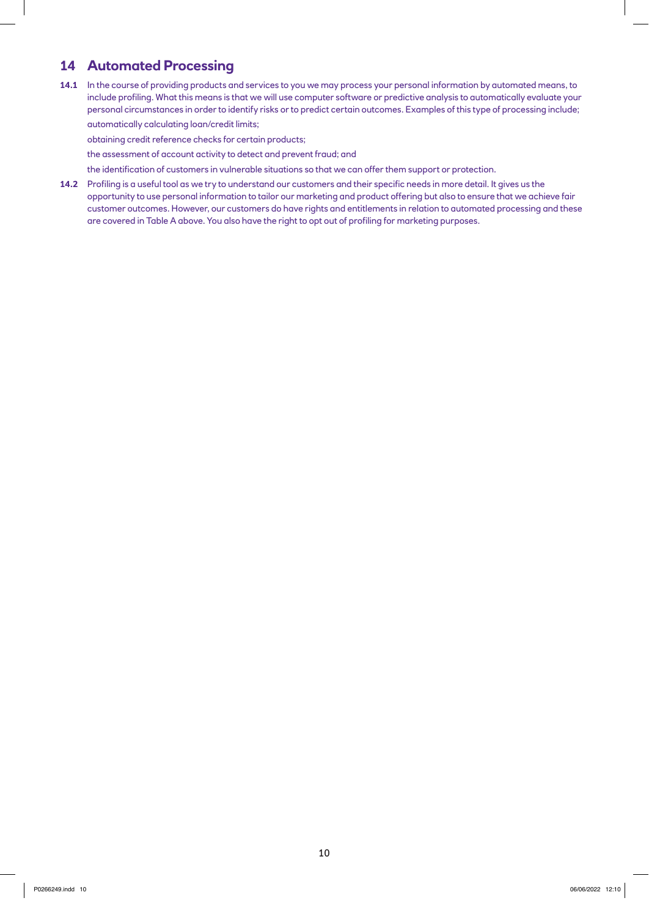## 14 Automated Processing

**14.1** In the course of providing products and services to you we may process your personal information by automated means, to include profiling. What this means is that we will use computer software or predictive analysis to automatically evaluate your personal circumstances in order to identify risks or to predict certain outcomes. Examples of this type of processing include;

automatically calculating loan/credit limits;

obtaining credit reference checks for certain products;

the assessment of account activity to detect and prevent fraud; and

the identification of customers in vulnerable situations so that we can offer them support or protection.

**14.2** Profiling is a useful tool as we try to understand our customers and their specific needs in more detail. It gives us the opportunity to use personal information to tailor our marketing and product offering but also to ensure that we achieve fair customer outcomes. However, our customers do have rights and entitlements in relation to automated processing and these are covered in Table A above. You also have the right to opt out of profiling for marketing purposes.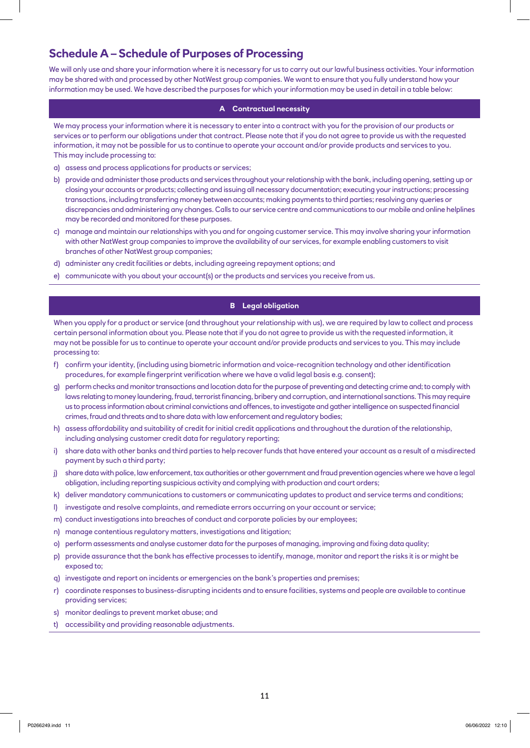## Schedule A – Schedule of Purposes of Processing

We will only use and share your information where it is necessary for us to carry out our lawful business activities. Your information may be shared with and processed by other NatWest group companies. We want to ensure that you fully understand how your information may be used. We have described the purposes for which your information may be used in detail in a table below:

### A Contractual necessity

We may process your information where it is necessary to enter into a contract with you for the provision of our products or services or to perform our obligations under that contract. Please note that if you do not agree to provide us with the requested information, it may not be possible for us to continue to operate your account and/or provide products and services to you. This may include processing to:

a) assess and process applications for products or services;

b) provide and administer those products and services throughout your relationship with the bank, including opening, setting up or closing your accounts or products; collecting and issuing all necessary documentation; executing your instructions; processing transactions, including transferring money between accounts; making payments to third parties; resolving any queries or discrepancies and administering any changes. Calls to our service centre and communications to our mobile and online helplines may be recorded and monitored for these purposes.

c) manage and maintain our relationships with you and for ongoing customer service. This may involve sharing your information with other NatWest group companies to improve the availability of our services, for example enabling customers to visit branches of other NatWest group companies;

d) administer any credit facilities or debts, including agreeing repayment options; and

e) communicate with you about your account(s) or the products and services you receive from us.

### B Legal obligation

When you apply for a product or service (and throughout your relationship with us), we are required by law to collect and process certain personal information about you. Please note that if you do not agree to provide us with the requested information, it may not be possible for us to continue to operate your account and/or provide products and services to you. This may include processing to:

f) confirm your identity, (including using biometric information and voice-recognition technology and other identification procedures, for example fingerprint verification where we have a valid legal basis e.g. consent);

g) perform checks and monitor transactions and location data for the purpose of preventing and detecting crime and; to comply with laws relating to money laundering, fraud, terrorist financing, bribery and corruption, and international sanctions. This may require us to process information about criminal convictions and offences, to investigate and gather intelligence on suspected financial crimes, fraud and threats and to share data with law enforcement and regulatory bodies;

h) assess affordability and suitability of credit for initial credit applications and throughout the duration of the relationship, including analysing customer credit data for regulatory reporting;

i) share data with other banks and third parties to help recover funds that have entered your account as a result of a misdirected payment by such a third party;

j) share data with police, law enforcement, tax authorities or other government and fraud prevention agencies where we have a legal obligation, including reporting suspicious activity and complying with production and court orders;

k) deliver mandatory communications to customers or communicating updates to product and service terms and conditions;

l) investigate and resolve complaints, and remediate errors occurring on your account or service;

m) conduct investigations into breaches of conduct and corporate policies by our employees;

n) manage contentious regulatory matters, investigations and litigation;

o) perform assessments and analyse customer data for the purposes of managing, improving and fixing data quality;

p) provide assurance that the bank has effective processes to identify, manage, monitor and report the risks it is or might be exposed to;

q) investigate and report on incidents or emergencies on the bank's properties and premises;

r) coordinate responses to business-disrupting incidents and to ensure facilities, systems and people are available to continue providing services;

s) monitor dealings to prevent market abuse; and

t) accessibility and providing reasonable adjustments.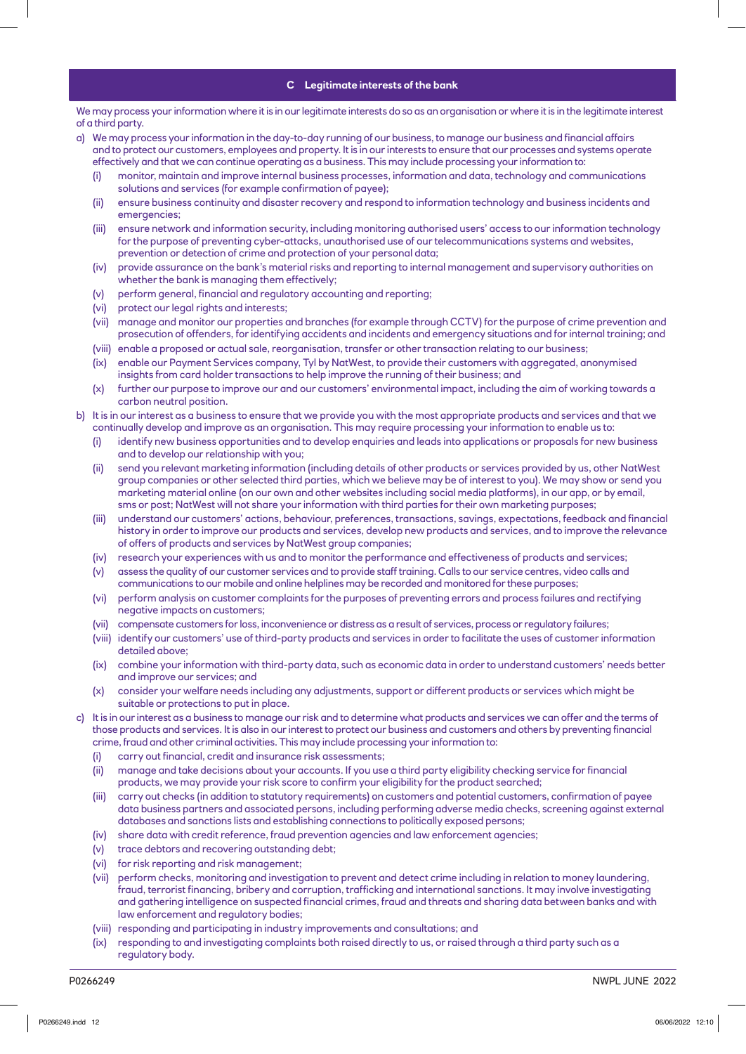## C Legitimate interests of the bank

We may process your information where it is in our legitimate interests do so as an organisation or where it is in the legitimate interest of a third party.

a) We may process your information in the day-to-day running of our business, to manage our business and financial affairs and to protect our customers, employees and property. It is in our interests to ensure that our processes and systems operate effectively and that we can continue operating as a business. This may include processing your information to:
   (i) monitor, maintain and improve internal business processes, information and data, technology and communications solutions and services (for example confirmation of payee);
   (ii) ensure business continuity and disaster recovery and respond to information technology and business incidents and emergencies;
   (iii) ensure network and information security, including monitoring authorised users' access to our information technology for the purpose of preventing cyber-attacks, unauthorised use of our telecommunications systems and websites, prevention or detection of crime and protection of your personal data;
   (iv) provide assurance on the bank's material risks and reporting to internal management and supervisory authorities on whether the bank is managing them effectively;
   (v) perform general, financial and regulatory accounting and reporting;
   (vi) protect our legal rights and interests;
   (vii) manage and monitor our properties and branches (for example through CCTV) for the purpose of crime prevention and prosecution of offenders, for identifying accidents and incidents and emergency situations and for internal training; and
   (viii) enable a proposed or actual sale, reorganisation, transfer or other transaction relating to our business;
   (ix) enable our Payment Services company, Tyl by NatWest, to provide their customers with aggregated, anonymised insights from card holder transactions to help improve the running of their business; and
   (x) further our purpose to improve our and our customers' environmental impact, including the aim of working towards a carbon neutral position.

b) It is in our interest as a business to ensure that we provide you with the most appropriate products and services and that we continually develop and improve as an organisation. This may require processing your information to enable us to:
   (i) identify new business opportunities and to develop enquiries and leads into applications or proposals for new business and to develop our relationship with you;
   (ii) send you relevant marketing information (including details of other products or services provided by us, other NatWest group companies or other selected third parties, which we believe may be of interest to you). We may show or send you marketing material online (on our own and other websites including social media platforms), in our app, or by email, sms or post; NatWest will not share your information with third parties for their own marketing purposes;
   (iii) understand our customers' actions, behaviour, preferences, transactions, savings, expectations, feedback and financial history in order to improve our products and services, develop new products and services, and to improve the relevance of offers of products and services by NatWest group companies;
   (iv) research your experiences with us and to monitor the performance and effectiveness of products and services;
   (v) assess the quality of our customer services and to provide staff training. Calls to our service centres, video calls and communications to our mobile and online helplines may be recorded and monitored for these purposes;
   (vi) perform analysis on customer complaints for the purposes of preventing errors and process failures and rectifying negative impacts on customers;
   (vii) compensate customers for loss, inconvenience or distress as a result of services, process or regulatory failures;
   (viii) identify our customers' use of third-party products and services in order to facilitate the uses of customer information detailed above;
   (ix) combine your information with third-party data, such as economic data in order to understand customers' needs better and improve our services; and
   (x) consider your welfare needs including any adjustments, support or different products or services which might be suitable or protections to put in place.

c) It is in our interest as a business to manage our risk and to determine what products and services we can offer and the terms of those products and services. It is also in our interest to protect our business and customers and others by preventing financial crime, fraud and other criminal activities. This may include processing your information to:
   (i) carry out financial, credit and insurance risk assessments;
   (ii) manage and take decisions about your accounts. If you use a third party eligibility checking service for financial products, we may provide your risk score to confirm your eligibility for the product searched;
   (iii) carry out checks (in addition to statutory requirements) on customers and potential customers, confirmation of payee data business partners and associated persons, including performing adverse media checks, screening against external databases and sanctions lists and establishing connections to politically exposed persons;
   (iv) share data with credit reference, fraud prevention agencies and law enforcement agencies;
   (v) trace debtors and recovering outstanding debt;
   (vi) for risk reporting and risk management;
   (vii) perform checks, monitoring and investigation to prevent and detect crime including in relation to money laundering, fraud, terrorist financing, bribery and corruption, trafficking and international sanctions. It may involve investigating and gathering intelligence on suspected financial crimes, fraud and threats and sharing data between banks and with law enforcement and regulatory bodies;
   (viii) responding and participating in industry improvements and consultations; and
   (ix) responding to and investigating complaints both raised directly to us, or raised through a third party such as a regulatory body.

P0266249 NWPL JUNE 2022